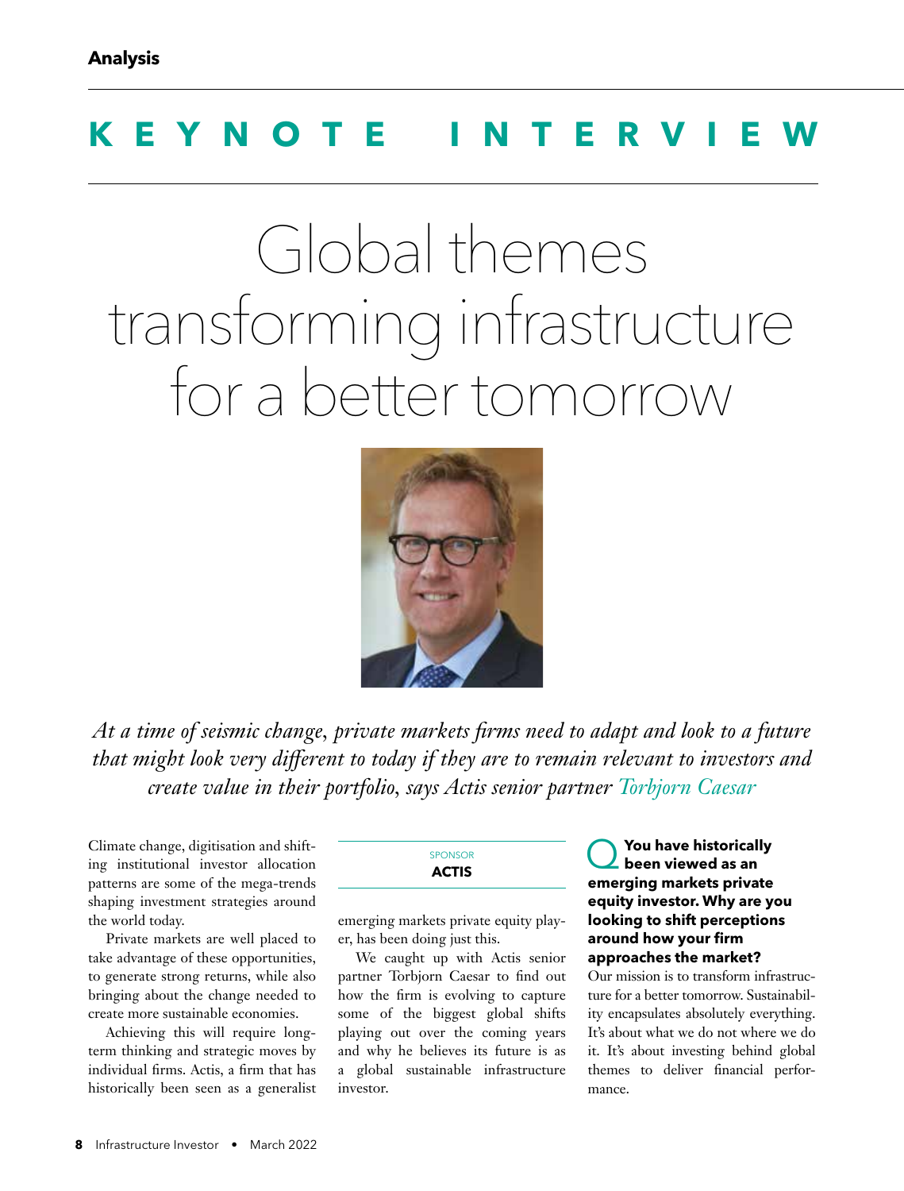**Analysis**

## KEYNOTE INTERVIEW

# Global themes transforming infrastructure for a better tomorrow

*At a time of seismic change, private markets firms need to adapt and look to a future that might look very different to today if they are to remain relevant to investors and create value in their portfolio, says Actis senior partner Torbjorn Caesar*

SPONSOR
**ACTIS**

Climate change, digitisation and shifting institutional investor allocation patterns are some of the mega-trends shaping investment strategies around the world today.

Private markets are well placed to take advantage of these opportunities, to generate strong returns, while also bringing about the change needed to create more sustainable economies.

Achieving this will require long-term thinking and strategic moves by individual firms. Actis, a firm that has historically been seen as a generalist emerging markets private equity player, has been doing just this.

We caught up with Actis senior partner Torbjorn Caesar to find out how the firm is evolving to capture some of the biggest global shifts playing out over the coming years and why he believes its future is as a global sustainable infrastructure investor.

**Q You have historically been viewed as an emerging markets private equity investor. Why are you looking to shift perceptions around how your firm approaches the market?**

Our mission is to transform infrastructure for a better tomorrow. Sustainability encapsulates absolutely everything. It's about what we do not where we do it. It's about investing behind global themes to deliver financial performance.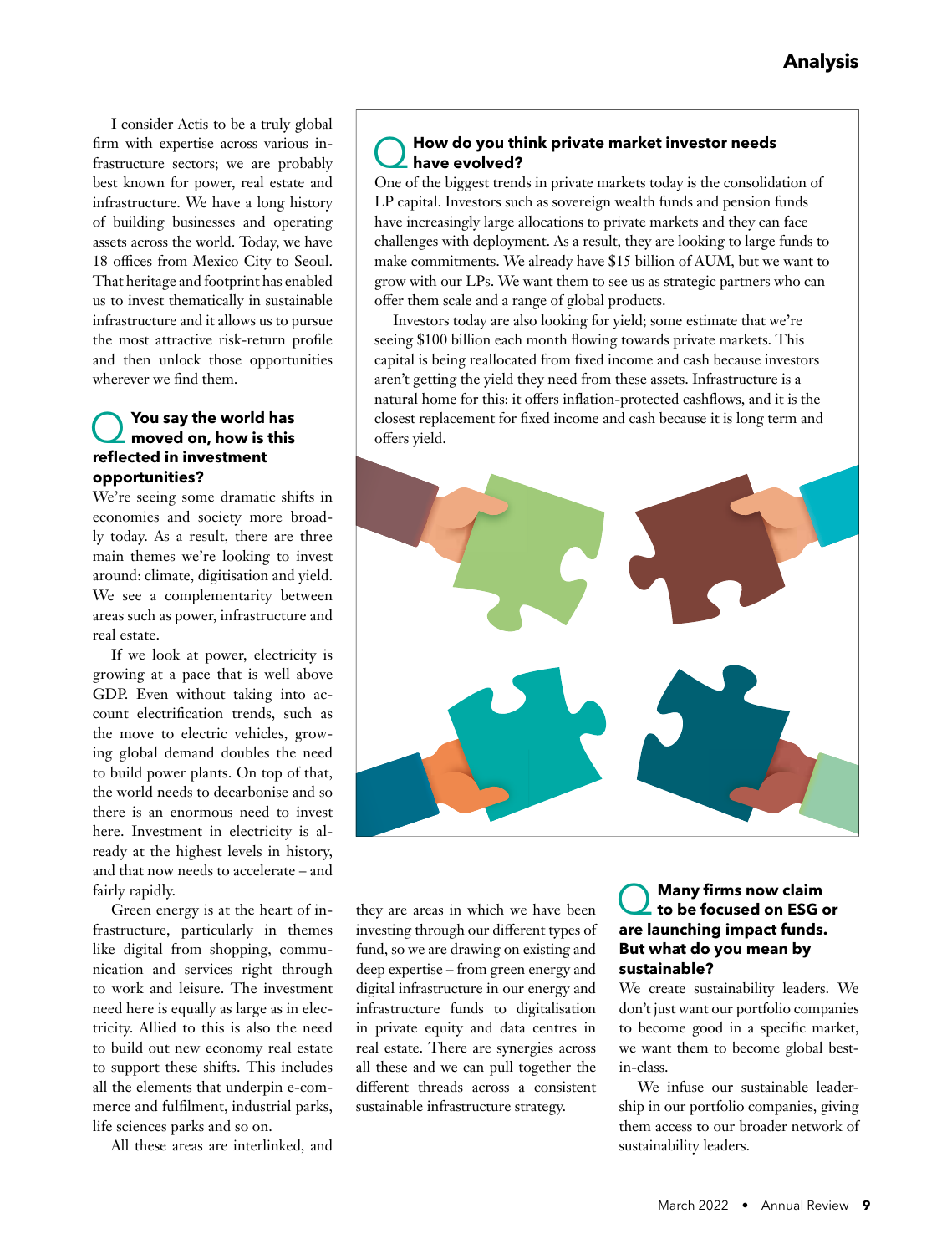I consider Actis to be a truly global firm with expertise across various infrastructure sectors; we are probably best known for power, real estate and infrastructure. We have a long history of building businesses and operating assets across the world. Today, we have 18 offices from Mexico City to Seoul. That heritage and footprint has enabled us to invest thematically in sustainable infrastructure and it allows us to pursue the most attractive risk-return profile and then unlock those opportunities wherever we find them.

**Q You say the world has moved on, how is this reflected in investment opportunities?**

We're seeing some dramatic shifts in economies and society more broadly today. As a result, there are three main themes we're looking to invest around: climate, digitisation and yield. We see a complementarity between areas such as power, infrastructure and real estate.

If we look at power, electricity is growing at a pace that is well above GDP. Even without taking into account electrification trends, such as the move to electric vehicles, growing global demand doubles the need to build power plants. On top of that, the world needs to decarbonise and so there is an enormous need to invest here. Investment in electricity is already at the highest levels in history, and that now needs to accelerate – and fairly rapidly.

Green energy is at the heart of infrastructure, particularly in themes like digital from shopping, communication and services right through to work and leisure. The investment need here is equally as large as in electricity. Allied to this is also the need to build out new economy real estate to support these shifts. This includes all the elements that underpin e-commerce and fulfilment, industrial parks, life sciences parks and so on.

All these areas are interlinked, and they are areas in which we have been investing through our different types of fund, so we are drawing on existing and deep expertise – from green energy and digital infrastructure in our energy and infrastructure funds to digitalisation in private equity and data centres in real estate. There are synergies across all these and we can pull together the different threads across a consistent sustainable infrastructure strategy.

**Q How do you think private market investor needs have evolved?**

One of the biggest trends in private markets today is the consolidation of LP capital. Investors such as sovereign wealth funds and pension funds have increasingly large allocations to private markets and they can face challenges with deployment. As a result, they are looking to large funds to make commitments. We already have $15 billion of AUM, but we want to grow with our LPs. We want them to see us as strategic partners who can offer them scale and a range of global products.

Investors today are also looking for yield; some estimate that we're seeing $100 billion each month flowing towards private markets. This capital is being reallocated from fixed income and cash because investors aren't getting the yield they need from these assets. Infrastructure is a natural home for this: it offers inflation-protected cashflows, and it is the closest replacement for fixed income and cash because it is long term and offers yield.

**Q Many firms now claim to be focused on ESG or are launching impact funds. But what do you mean by sustainable?**

We create sustainability leaders. We don't just want our portfolio companies to become good in a specific market, we want them to become global best-in-class.

We infuse our sustainable leadership in our portfolio companies, giving them access to our broader network of sustainability leaders.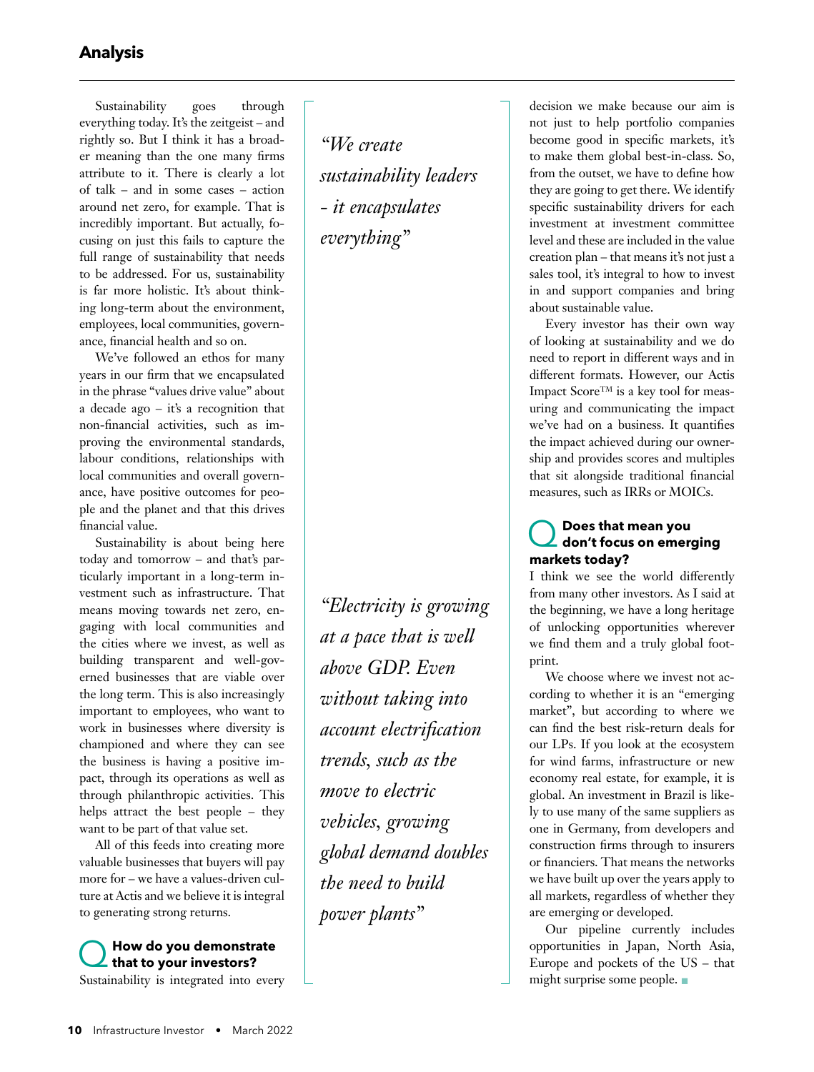## Analysis

Sustainability goes through everything today. It's the zeitgeist – and rightly so. But I think it has a broader meaning than the one many firms attribute to it. There is clearly a lot of talk – and in some cases – action around net zero, for example. That is incredibly important. But actually, focusing on just this fails to capture the full range of sustainability that needs to be addressed. For us, sustainability is far more holistic. It's about thinking long-term about the environment, employees, local communities, governance, financial health and so on.

We've followed an ethos for many years in our firm that we encapsulated in the phrase "values drive value" about a decade ago – it's a recognition that non-financial activities, such as improving the environmental standards, labour conditions, relationships with local communities and overall governance, have positive outcomes for people and the planet and that this drives financial value.

Sustainability is about being here today and tomorrow – and that's particularly important in a long-term investment such as infrastructure. That means moving towards net zero, engaging with local communities and the cities where we invest, as well as building transparent and well-governed businesses that are viable over the long term. This is also increasingly important to employees, who want to work in businesses where diversity is championed and where they can see the business is having a positive impact, through its operations as well as through philanthropic activities. This helps attract the best people – they want to be part of that value set.

All of this feeds into creating more valuable businesses that buyers will pay more for – we have a values-driven culture at Actis and we believe it is integral to generating strong returns.

*"We create sustainability leaders - it encapsulates everything"*

### Q How do you demonstrate that to your investors?

Sustainability is integrated into every decision we make because our aim is not just to help portfolio companies become good in specific markets, it's to make them global best-in-class. So, from the outset, we have to define how they are going to get there. We identify specific sustainability drivers for each investment at investment committee level and these are included in the value creation plan – that means it's not just a sales tool, it's integral to how to invest in and support companies and bring about sustainable value.

Every investor has their own way of looking at sustainability and we do need to report in different ways and in different formats. However, our Actis Impact Score™ is a key tool for measuring and communicating the impact we've had on a business. It quantifies the impact achieved during our ownership and provides scores and multiples that sit alongside traditional financial measures, such as IRRs or MOICs.

*"Electricity is growing at a pace that is well above GDP. Even without taking into account electrification trends, such as the move to electric vehicles, growing global demand doubles the need to build power plants"*

### Q Does that mean you don't focus on emerging markets today?

I think we see the world differently from many other investors. As I said at the beginning, we have a long heritage of unlocking opportunities wherever we find them and a truly global footprint.

We choose where we invest not according to whether it is an "emerging market", but according to where we can find the best risk-return deals for our LPs. If you look at the ecosystem for wind farms, infrastructure or new economy real estate, for example, it is global. An investment in Brazil is likely to use many of the same suppliers as one in Germany, from developers and construction firms through to insurers or financiers. That means the networks we have built up over the years apply to all markets, regardless of whether they are emerging or developed.

Our pipeline currently includes opportunities in Japan, North Asia, Europe and pockets of the US – that might surprise some people. ■